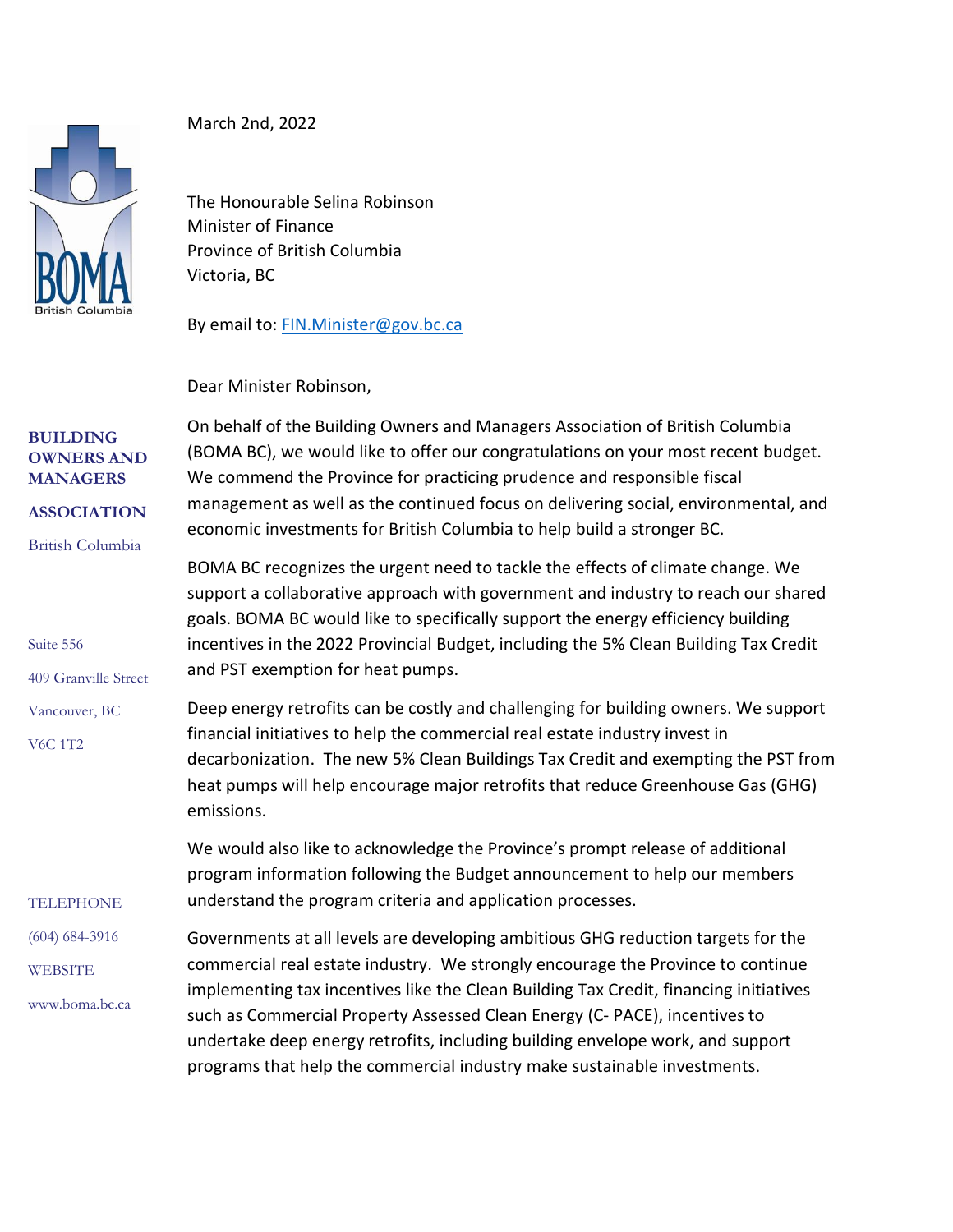BOMA British Columbia

**BUILDING OWNERS AND MANAGERS ASSOCIATION**

British Columbia

Suite 556
409 Granville Street
Vancouver, BC
V6C 1T2

TELEPHONE
(604) 684-3916
WEBSITE
www.boma.bc.ca

March 2nd, 2022

The Honourable Selina Robinson
Minister of Finance
Province of British Columbia
Victoria, BC

By email to: [FIN.Minister@gov.bc.ca](mailto:FIN.Minister@gov.bc.ca)

Dear Minister Robinson,

On behalf of the Building Owners and Managers Association of British Columbia (BOMA BC), we would like to offer our congratulations on your most recent budget. We commend the Province for practicing prudence and responsible fiscal management as well as the continued focus on delivering social, environmental, and economic investments for British Columbia to help build a stronger BC.

BOMA BC recognizes the urgent need to tackle the effects of climate change. We support a collaborative approach with government and industry to reach our shared goals. BOMA BC would like to specifically support the energy efficiency building incentives in the 2022 Provincial Budget, including the 5% Clean Building Tax Credit and PST exemption for heat pumps.

Deep energy retrofits can be costly and challenging for building owners. We support financial initiatives to help the commercial real estate industry invest in decarbonization. The new 5% Clean Buildings Tax Credit and exempting the PST from heat pumps will help encourage major retrofits that reduce Greenhouse Gas (GHG) emissions.

We would also like to acknowledge the Province's prompt release of additional program information following the Budget announcement to help our members understand the program criteria and application processes.

Governments at all levels are developing ambitious GHG reduction targets for the commercial real estate industry. We strongly encourage the Province to continue implementing tax incentives like the Clean Building Tax Credit, financing initiatives such as Commercial Property Assessed Clean Energy (C- PACE), incentives to undertake deep energy retrofits, including building envelope work, and support programs that help the commercial industry make sustainable investments.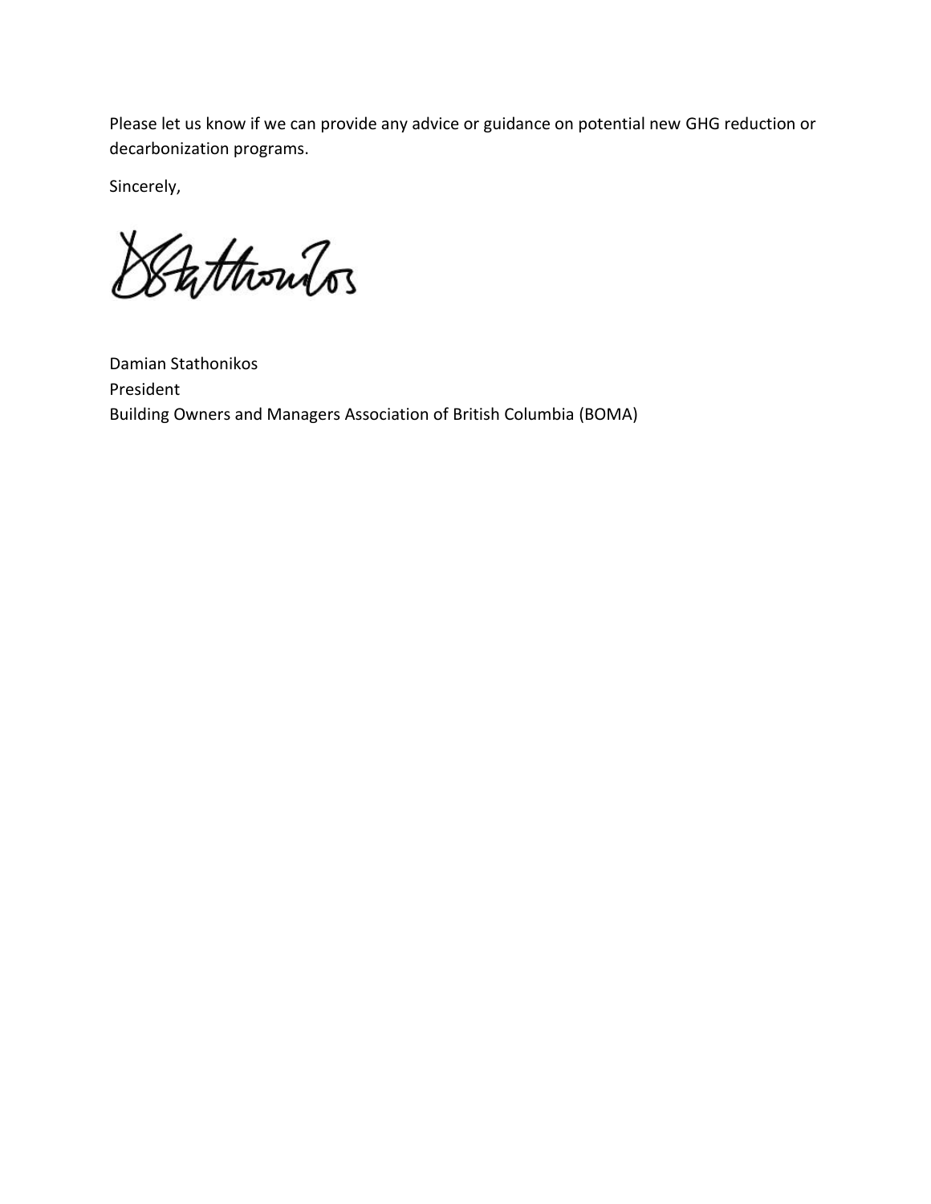Please let us know if we can provide any advice or guidance on potential new GHG reduction or decarbonization programs.

Sincerely,

Damian Stathonikos
President
Building Owners and Managers Association of British Columbia (BOMA)